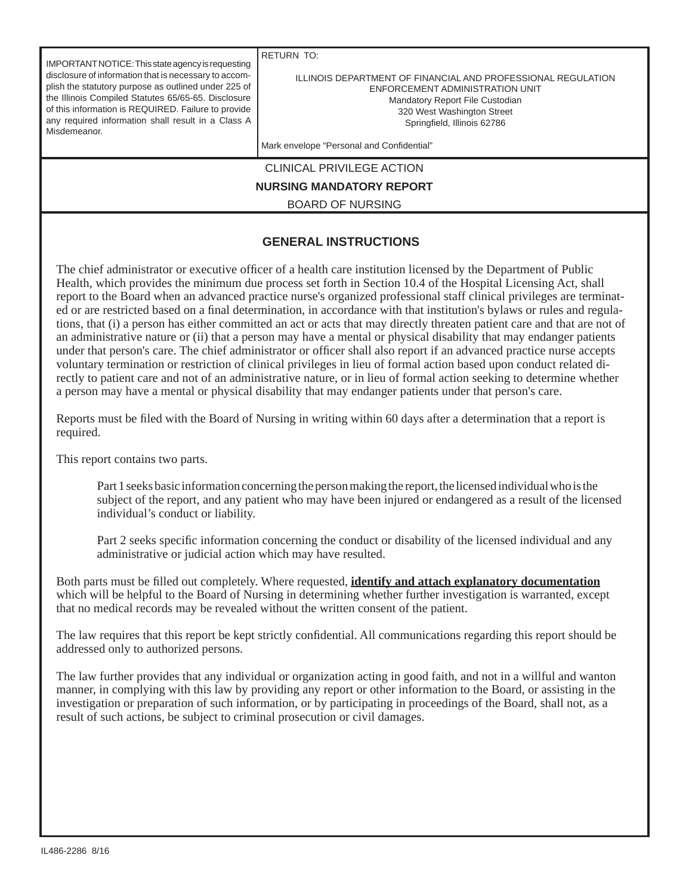IMPORTANT NOTICE: This state agency is requesting disclosure of information that is necessary to accomplish the statutory purpose as outlined under 225 of the Illinois Compiled Statutes 65/65-65. Disclosure of this information is REQUIRED. Failure to provide any required information shall result in a Class A Misdemeanor.

RETURN TO:

ILLINOIS DEPARTMENT OF FINANCIAL AND PROFESSIONAL REGULATION
ENFORCEMENT ADMINISTRATION UNIT
Mandatory Report File Custodian
320 West Washington Street
Springfield, Illinois 62786

Mark envelope "Personal and Confidential"

CLINICAL PRIVILEGE ACTION

**NURSING MANDATORY REPORT**

BOARD OF NURSING

## GENERAL INSTRUCTIONS

The chief administrator or executive officer of a health care institution licensed by the Department of Public Health, which provides the minimum due process set forth in Section 10.4 of the Hospital Licensing Act, shall report to the Board when an advanced practice nurse's organized professional staff clinical privileges are terminated or are restricted based on a final determination, in accordance with that institution's bylaws or rules and regulations, that (i) a person has either committed an act or acts that may directly threaten patient care and that are not of an administrative nature or (ii) that a person may have a mental or physical disability that may endanger patients under that person's care. The chief administrator or officer shall also report if an advanced practice nurse accepts voluntary termination or restriction of clinical privileges in lieu of formal action based upon conduct related directly to patient care and not of an administrative nature, or in lieu of formal action seeking to determine whether a person may have a mental or physical disability that may endanger patients under that person's care.

Reports must be filed with the Board of Nursing in writing within 60 days after a determination that a report is required.

This report contains two parts.

Part 1 seeks basic information concerning the person making the report, the licensed individual who is the subject of the report, and any patient who may have been injured or endangered as a result of the licensed individual's conduct or liability.

Part 2 seeks specific information concerning the conduct or disability of the licensed individual and any administrative or judicial action which may have resulted.

Both parts must be filled out completely. Where requested, **identify and attach explanatory documentation** which will be helpful to the Board of Nursing in determining whether further investigation is warranted, except that no medical records may be revealed without the written consent of the patient.

The law requires that this report be kept strictly confidential. All communications regarding this report should be addressed only to authorized persons.

The law further provides that any individual or organization acting in good faith, and not in a willful and wanton manner, in complying with this law by providing any report or other information to the Board, or assisting in the investigation or preparation of such information, or by participating in proceedings of the Board, shall not, as a result of such actions, be subject to criminal prosecution or civil damages.

IL486-2286 8/16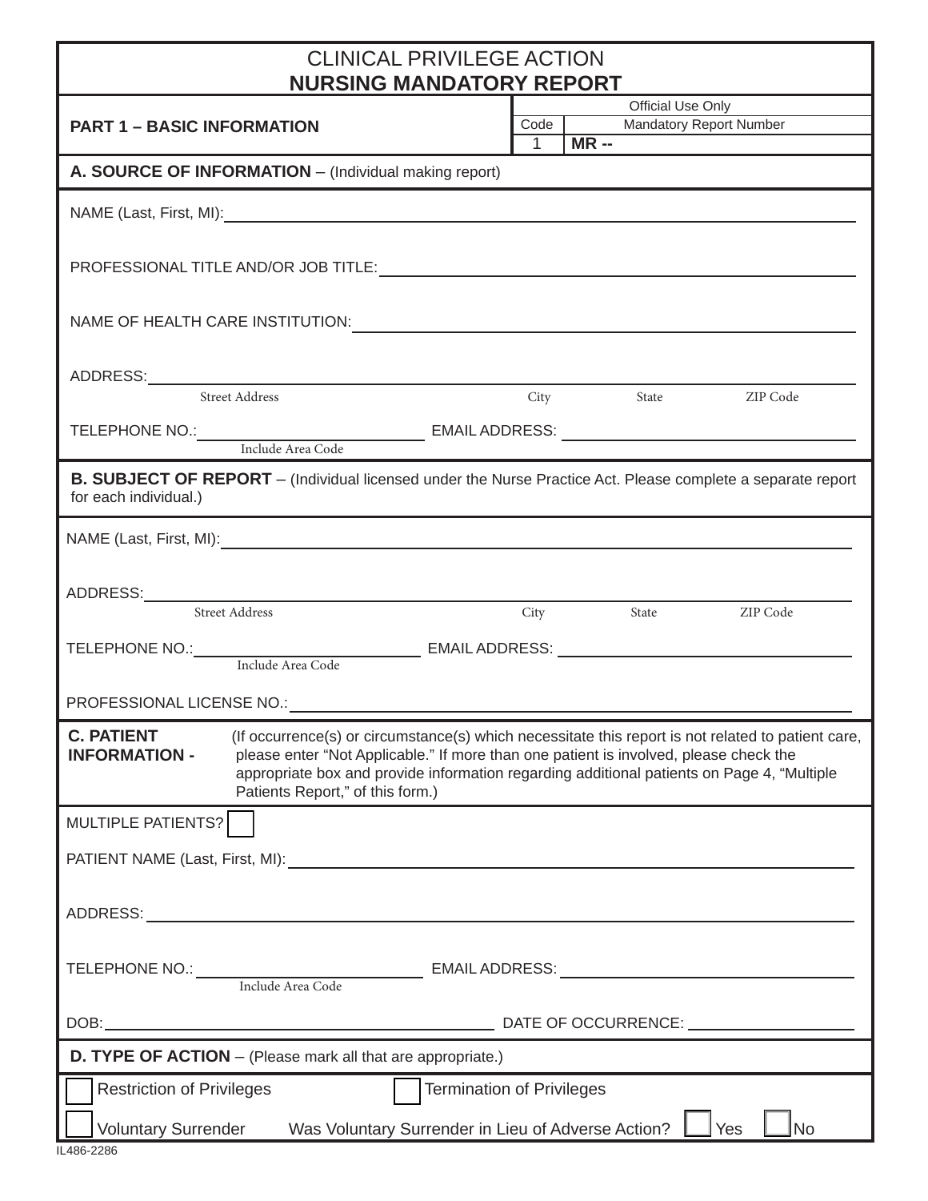# CLINICAL PRIVILEGE ACTION
## NURSING MANDATORY REPORT

**PART 1 – BASIC INFORMATION**

| Official Use Only | |
|---|---|
| Code | Mandatory Report Number |
| 1 | **MR --** |

**A. SOURCE OF INFORMATION** – (Individual making report)

NAME (Last, First, MI): ______________________________

PROFESSIONAL TITLE AND/OR JOB TITLE: ______________________________

NAME OF HEALTH CARE INSTITUTION: ______________________________

ADDRESS: ______________________________
Street Address City State ZIP Code

TELEPHONE NO.: ______________ EMAIL ADDRESS: ______________
Include Area Code

**B. SUBJECT OF REPORT** – (Individual licensed under the Nurse Practice Act. Please complete a separate report for each individual.)

NAME (Last, First, MI): ______________________________

ADDRESS: ______________________________
Street Address City State ZIP Code

TELEPHONE NO.: ______________ EMAIL ADDRESS: ______________
Include Area Code

PROFESSIONAL LICENSE NO.: ______________________________

**C. PATIENT INFORMATION -** (If occurrence(s) or circumstance(s) which necessitate this report is not related to patient care, please enter "Not Applicable." If more than one patient is involved, please check the appropriate box and provide information regarding additional patients on Page 4, "Multiple Patients Report," of this form.)

MULTIPLE PATIENTS? ☐

PATIENT NAME (Last, First, MI): ______________________________

ADDRESS: ______________________________

TELEPHONE NO.: ______________ EMAIL ADDRESS: ______________
Include Area Code

DOB: ______________ DATE OF OCCURRENCE: ______________

**D. TYPE OF ACTION** – (Please mark all that are appropriate.)

☐ Restriction of Privileges ☐ Termination of Privileges

☐ Voluntary Surrender Was Voluntary Surrender in Lieu of Adverse Action? ☐ Yes ☐ No

IL486-2286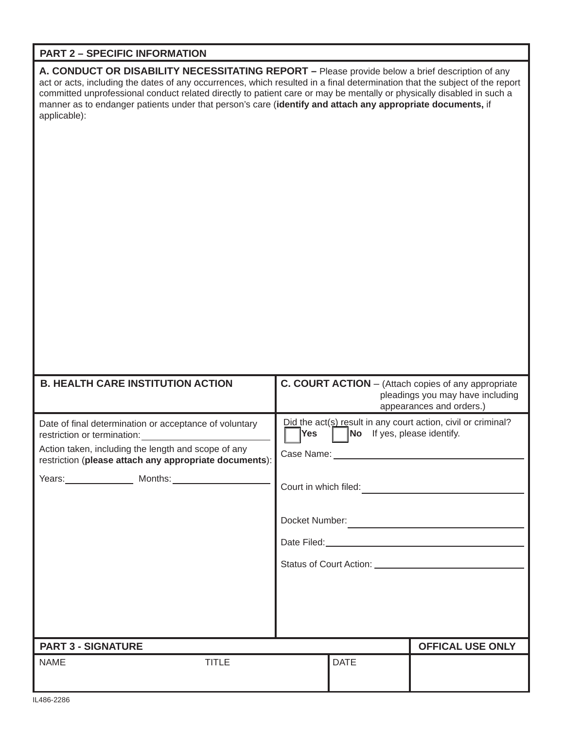## PART 2 – SPECIFIC INFORMATION

**A. CONDUCT OR DISABILITY NECESSITATING REPORT –** Please provide below a brief description of any act or acts, including the dates of any occurrences, which resulted in a final determination that the subject of the report committed unprofessional conduct related directly to patient care or may be mentally or physically disabled in such a manner as to endanger patients under that person's care (**identify and attach any appropriate documents,** if applicable):

**B. HEALTH CARE INSTITUTION ACTION**

Date of final determination or acceptance of voluntary restriction or termination: ______________________

Action taken, including the length and scope of any restriction (**please attach any appropriate documents**):

Years: ____________ Months: ________________

**C. COURT ACTION** – (Attach copies of any appropriate pleadings you may have including appearances and orders.)

Did the act(s) result in any court action, civil or criminal?

☐ **Yes** ☐ **No** If yes, please identify.

Case Name: ______________________________

Court in which filed: ______________________________

Docket Number: ______________________________

Date Filed: ______________________________

Status of Court Action: ______________________________

## PART 3 - SIGNATURE

| NAME | TITLE | DATE | OFFICAL USE ONLY |
|---|---|---|---|
| | | | |

IL486-2286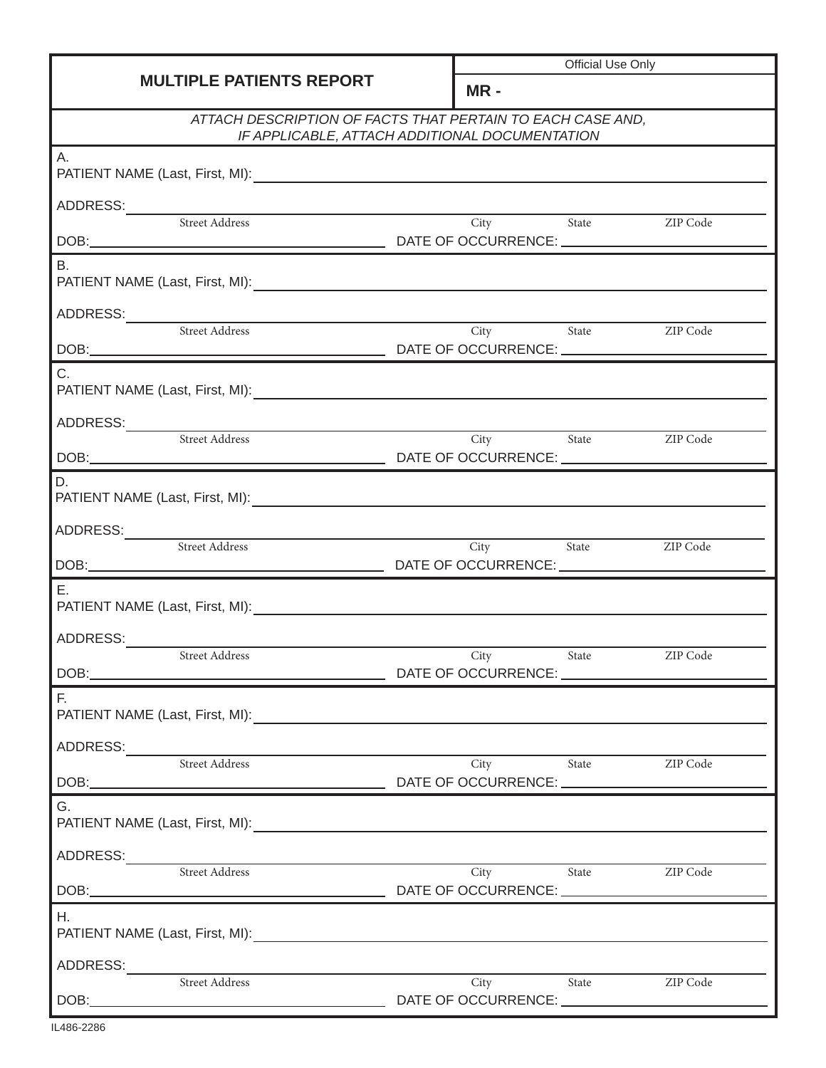# MULTIPLE PATIENTS REPORT

Official Use Only

**MR -**

*ATTACH DESCRIPTION OF FACTS THAT PERTAIN TO EACH CASE AND, IF APPLICABLE, ATTACH ADDITIONAL DOCUMENTATION*

A.
PATIENT NAME (Last, First, MI): ______________________________

ADDRESS: ______________________________
Street Address City State ZIP Code

DOB: ____________________ DATE OF OCCURRENCE: ____________________

B.
PATIENT NAME (Last, First, MI): ______________________________

ADDRESS: ______________________________
Street Address City State ZIP Code

DOB: ____________________ DATE OF OCCURRENCE: ____________________

C.
PATIENT NAME (Last, First, MI): ______________________________

ADDRESS: ______________________________
Street Address City State ZIP Code

DOB: ____________________ DATE OF OCCURRENCE: ____________________

D.
PATIENT NAME (Last, First, MI): ______________________________

ADDRESS: ______________________________
Street Address City State ZIP Code

DOB: ____________________ DATE OF OCCURRENCE: ____________________

E.
PATIENT NAME (Last, First, MI): ______________________________

ADDRESS: ______________________________
Street Address City State ZIP Code

DOB: ____________________ DATE OF OCCURRENCE: ____________________

F.
PATIENT NAME (Last, First, MI): ______________________________

ADDRESS: ______________________________
Street Address City State ZIP Code

DOB: ____________________ DATE OF OCCURRENCE: ____________________

G.
PATIENT NAME (Last, First, MI): ______________________________

ADDRESS: ______________________________
Street Address City State ZIP Code

DOB: ____________________ DATE OF OCCURRENCE: ____________________

H.
PATIENT NAME (Last, First, MI): ______________________________

ADDRESS: ______________________________
Street Address City State ZIP Code

DOB: ____________________ DATE OF OCCURRENCE: ____________________

IL486-2286